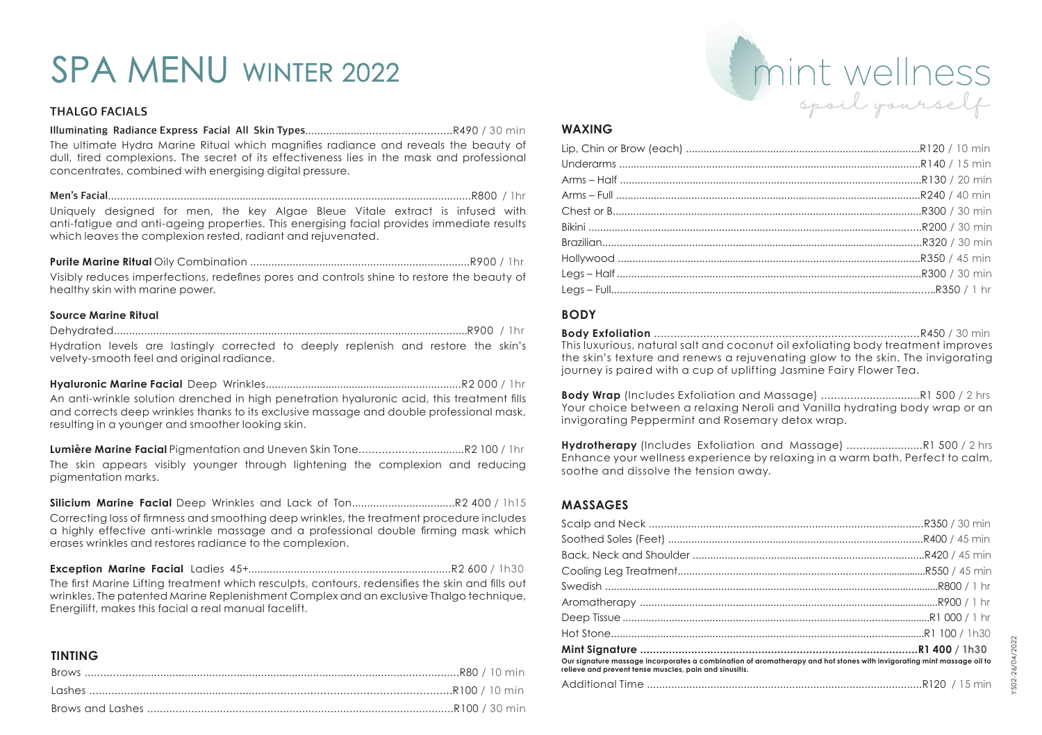# SPA MENU WINTER 2022

mint wellness
spoil yourself

## THALGO FACIALS

**Illuminating Radiance Express Facial All Skin Types** ............................................... R490 / 30 min
The ultimate Hydra Marine Ritual which magnifies radiance and reveals the beauty of dull, tired complexions. The secret of its effectiveness lies in the mask and professional concentrates, combined with energising digital pressure.

**Men's Facial** ............................................................................................................ R800 / 1hr
Uniquely designed for men, the key Algae Bleue Vitale extract is infused with anti-fatigue and anti-ageing properties. This energising facial provides immediate results which leaves the complexion rested, radiant and rejuvenated.

**Purite Marine Ritual** Oily Combination ......................................................................... R900 / 1hr
Visibly reduces imperfections, redefines pores and controls shine to restore the beauty of healthy skin with marine power.

**Source Marine Ritual**

Dehydrated ................................................................................................................ R900 / 1hr
Hydration levels are lastingly corrected to deeply replenish and restore the skin's velvety-smooth feel and original radiance.

**Hyaluronic Marine Facial** Deep Wrinkles ................................................................... R2 000 / 1hr
An anti-wrinkle solution drenched in high penetration hyaluronic acid, this treatment fills and corrects deep wrinkles thanks to its exclusive massage and double professional mask, resulting in a younger and smoother looking skin.

**Lumière Marine Facial** Pigmentation and Uneven Skin Tone ................................. R2 100 / 1hr
The skin appears visibly younger through lightening the complexion and reducing pigmentation marks.

**Silicium Marine Facial** Deep Wrinkles and Lack of Ton .................................. R2 400 / 1h15
Correcting loss of firmness and smoothing deep wrinkles, the treatment procedure includes a highly effective anti-wrinkle massage and a professional double firming mask which erases wrinkles and restores radiance to the complexion.

**Exception Marine Facial** Ladies 45+ ...................................................................... R2 600 / 1h30
The first Marine Lifting treatment which resculpts, contours, redensifies the skin and fills out wrinkles. The patented Marine Replenishment Complex and an exclusive Thalgo technique, Energilift, makes this facial a real manual facelift.

## TINTING

Brows ........................................................................................................................ R80 / 10 min
Lashes ....................................................................................................................... R100 / 10 min
Brows and Lashes ..................................................................................................... R100 / 30 min

## WAXING

Lip, Chin or Brow (each) ........................................................................................... R120 / 10 min
Underarms ................................................................................................................. R140 / 15 min
Arms – Half ................................................................................................................ R130 / 20 min
Arms – Full ................................................................................................................ R240 / 40 min
Chest or B .................................................................................................................. R300 / 30 min
Bikini .......................................................................................................................... R200 / 30 min
Brazilian ..................................................................................................................... R320 / 30 min
Hollywood .................................................................................................................. R350 / 45 min
Legs – Half ................................................................................................................. R300 / 30 min
Legs – Full .................................................................................................................. R350 / 1 hr

## BODY

**Body Exfoliation** ..................................................................................................... R450 / 30 min
This luxurious, natural salt and coconut oil exfoliating body treatment improves the skin's texture and renews a rejuvenating glow to the skin. The invigorating journey is paired with a cup of uplifting Jasmine Fairy Flower Tea.

**Body Wrap** (Includes Exfoliation and Massage) ................................ R1 500 / 2 hrs
Your choice between a relaxing Neroli and Vanilla hydrating body wrap or an invigorating Peppermint and Rosemary detox wrap.

**Hydrotherapy** (Includes Exfoliation and Massage) ........................ R1 500 / 2 hrs
Enhance your wellness experience by relaxing in a warm bath. Perfect to calm, soothe and dissolve the tension away.

## MASSAGES

Scalp and Neck .......................................................................................................... R350 / 30 min
Soothed Soles (Feet) ................................................................................................. R400 / 45 min
Back, Neck and Shoulder .......................................................................................... R420 / 45 min
Cooling Leg Treatment ............................................................................................... R550 / 45 min
Swedish ...................................................................................................................... R800 / 1 hr
Aromatherapy ............................................................................................................ R900 / 1 hr
Deep Tissue ................................................................................................................ R1 000 / 1 hr
Hot Stone .................................................................................................................... R1 100 / 1h30
**Mint Signature** ........................................................................................................ **R1 400 / 1h30**
**Our signature massage incorporates a combination of aromatherapy and hot stones with invigorating mint massage oil to relieve and prevent tense muscles, pain and sinusitis.**
Additional Time .......................................................................................................... R120 / 15 min

YS02-26/04/2022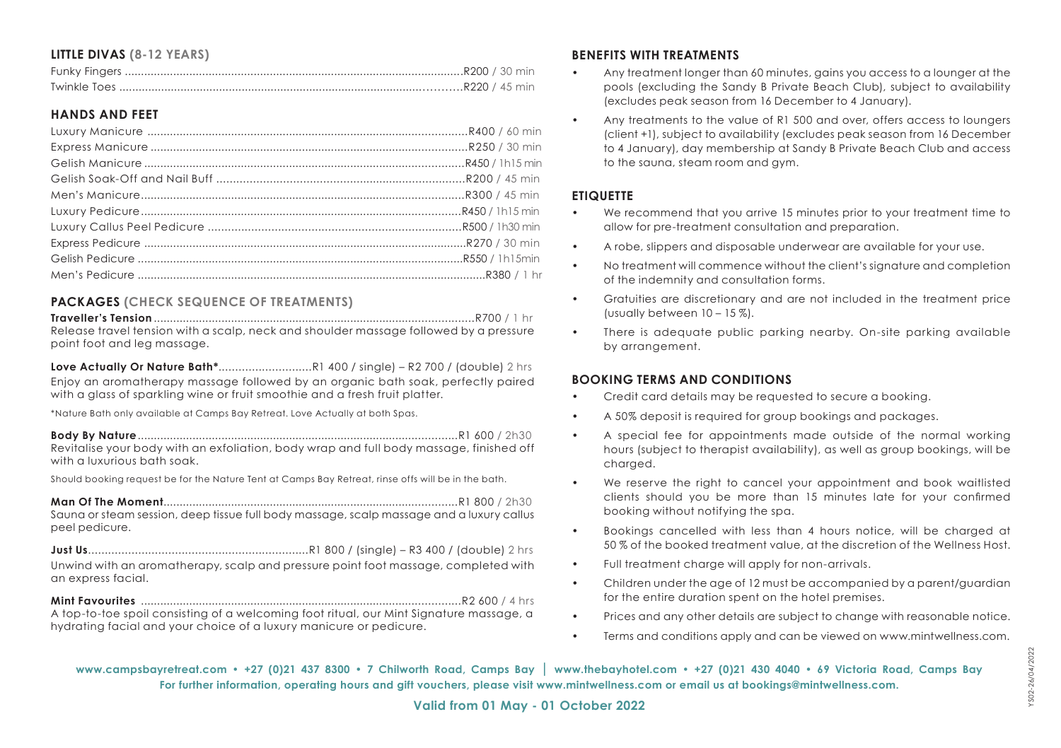## LITTLE DIVAS (8-12 YEARS)

Funky Fingers ........................................................................................................R200 / 30 min
Twinkle Toes ..........................................................................................................R220 / 45 min

## HANDS AND FEET

Luxury Manicure ...................................................................................................R400 / 60 min
Express Manicure ..................................................................................................R250 / 30 min
Gelish Manicure ....................................................................................................R450 / 1h15 min
Gelish Soak-Off and Nail Buff ...........................................................................R200 / 45 min
Men's Manicure.....................................................................................................R300 / 45 min
Luxury Pedicure.....................................................................................................R450 / 1h15 min
Luxury Callus Peel Pedicure ............................................................................R500 / 1h30 min
Express Pedicure ...................................................................................................R270 / 30 min
Gelish Pedicure .....................................................................................................R550 / 1h15min
Men's Pedicure ......................................................................................................R380 / 1 hr

## PACKAGES (CHECK SEQUENCE OF TREATMENTS)

**Traveller's Tension**....................................................................................................R700 / 1 hr
Release travel tension with a scalp, neck and shoulder massage followed by a pressure point foot and leg massage.

**Love Actually Or Nature Bath***............................R1 400 / single) – R2 700 / (double) 2 hrs
Enjoy an aromatherapy massage followed by an organic bath soak, perfectly paired with a glass of sparkling wine or fruit smoothie and a fresh fruit platter.

*Nature Bath only available at Camps Bay Retreat. Love Actually at both Spas.

**Body By Nature**.........................................................................................................R1 600 / 2h30
Revitalise your body with an exfoliation, body wrap and full body massage, finished off with a luxurious bath soak.

Should booking request be for the Nature Tent at Camps Bay Retreat, rinse offs will be in the bath.

**Man Of The Moment**...............................................................................................R1 800 / 2h30
Sauna or steam session, deep tissue full body massage, scalp massage and a luxury callus peel pedicure.

**Just Us**...................................................................R1 800 / (single) – R3 400 / (double) 2 hrs
Unwind with an aromatherapy, scalp and pressure point foot massage, completed with an express facial.

**Mint Favourites** ...........................................................................................................R2 600 / 4 hrs
A top-to-toe spoil consisting of a welcoming foot ritual, our Mint Signature massage, a hydrating facial and your choice of a luxury manicure or pedicure.

## BENEFITS WITH TREATMENTS

- Any treatment longer than 60 minutes, gains you access to a lounger at the pools (excluding the Sandy B Private Beach Club), subject to availability (excludes peak season from 16 December to 4 January).
- Any treatments to the value of R1 500 and over, offers access to loungers (client +1), subject to availability (excludes peak season from 16 December to 4 January), day membership at Sandy B Private Beach Club and access to the sauna, steam room and gym.

## ETIQUETTE

- We recommend that you arrive 15 minutes prior to your treatment time to allow for pre-treatment consultation and preparation.
- A robe, slippers and disposable underwear are available for your use.
- No treatment will commence without the client's signature and completion of the indemnity and consultation forms.
- Gratuities are discretionary and are not included in the treatment price (usually between 10 – 15 %).
- There is adequate public parking nearby. On-site parking available by arrangement.

## BOOKING TERMS AND CONDITIONS

- Credit card details may be requested to secure a booking.
- A 50% deposit is required for group bookings and packages.
- A special fee for appointments made outside of the normal working hours (subject to therapist availability), as well as group bookings, will be charged.
- We reserve the right to cancel your appointment and book waitlisted clients should you be more than 15 minutes late for your confirmed booking without notifying the spa.
- Bookings cancelled with less than 4 hours notice, will be charged at 50 % of the booked treatment value, at the discretion of the Wellness Host.
- Full treatment charge will apply for non-arrivals.
- Children under the age of 12 must be accompanied by a parent/guardian for the entire duration spent on the hotel premises.
- Prices and any other details are subject to change with reasonable notice.
- Terms and conditions apply and can be viewed on www.mintwellness.com.

**www.campsbayretreat.com • +27 (0)21 437 8300 • 7 Chilworth Road, Camps Bay | www.thebayhotel.com • +27 (0)21 430 4040 • 69 Victoria Road, Camps Bay**
**For further information, operating hours and gift vouchers, please visit www.mintwellness.com or email us at bookings@mintwellness.com.**

**Valid from 01 May - 01 October 2022**

YS02-26/04/2022